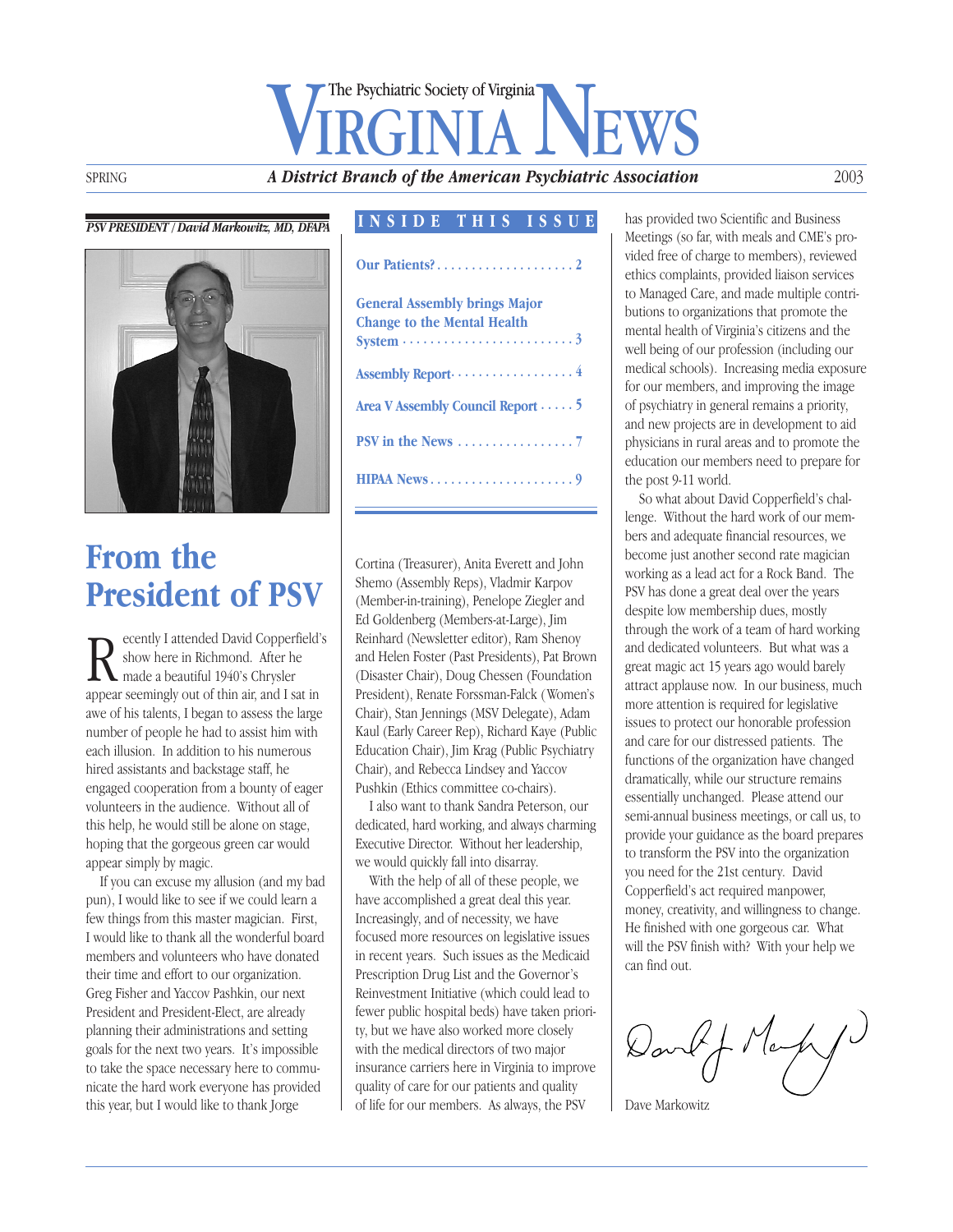# Virginia News

The Psychiatric Society of Virginia

SPRING — *A District Branch of the American Psychiatric Association* — 2003

*PSV PRESIDENT / David Markowitz, MD, DFAPA*

## INSIDE THIS ISSUE

- Our Patients? . . . . . . . . . . 2
- General Assembly brings Major Change to the Mental Health System . . . . . . . . . . 3
- Assembly Report . . . . . . . . . . 4
- Area V Assembly Council Report . . . . . 5
- PSV in the News . . . . . . . . . . 7
- HIPAA News . . . . . . . . . . 9

# From the President of PSV

Recently I attended David Copperfield's show here in Richmond. After he made a beautiful 1940's Chrysler appear seemingly out of thin air, and I sat in awe of his talents, I began to assess the large number of people he had to assist him with each illusion. In addition to his numerous hired assistants and backstage staff, he engaged cooperation from a bounty of eager volunteers in the audience. Without all of this help, he would still be alone on stage, hoping that the gorgeous green car would appear simply by magic.

If you can excuse my allusion (and my bad pun), I would like to see if we could learn a few things from this master magician. First, I would like to thank all the wonderful board members and volunteers who have donated their time and effort to our organization. Greg Fisher and Yaccov Pashkin, our next President and President-Elect, are already planning their administrations and setting goals for the next two years. It's impossible to take the space necessary here to communicate the hard work everyone has provided this year, but I would like to thank Jorge Cortina (Treasurer), Anita Everett and John Shemo (Assembly Reps), Vladmir Karpov (Member-in-training), Penelope Ziegler and Ed Goldenberg (Members-at-Large), Jim Reinhard (Newsletter editor), Ram Shenoy and Helen Foster (Past Presidents), Pat Brown (Disaster Chair), Doug Chessen (Foundation President), Renate Forssman-Falck (Women's Chair), Stan Jennings (MSV Delegate), Adam Kaul (Early Career Rep), Richard Kaye (Public Education Chair), Jim Krag (Public Psychiatry Chair), and Rebecca Lindsey and Yaccov Pushkin (Ethics committee co-chairs).

I also want to thank Sandra Peterson, our dedicated, hard working, and always charming Executive Director. Without her leadership, we would quickly fall into disarray.

With the help of all of these people, we have accomplished a great deal this year. Increasingly, and of necessity, we have focused more resources on legislative issues in recent years. Such issues as the Medicaid Prescription Drug List and the Governor's Reinvestment Initiative (which could lead to fewer public hospital beds) have taken priority, but we have also worked more closely with the medical directors of two major insurance carriers here in Virginia to improve quality of care for our patients and quality of life for our members. As always, the PSV has provided two Scientific and Business Meetings (so far, with meals and CME's provided free of charge to members), reviewed ethics complaints, provided liaison services to Managed Care, and made multiple contributions to organizations that promote the mental health of Virginia's citizens and the well being of our profession (including our medical schools). Increasing media exposure for our members, and improving the image of psychiatry in general remains a priority, and new projects are in development to aid physicians in rural areas and to promote the education our members need to prepare for the post 9-11 world.

So what about David Copperfield's challenge. Without the hard work of our members and adequate financial resources, we become just another second rate magician working as a lead act for a Rock Band. The PSV has done a great deal over the years despite low membership dues, mostly through the work of a team of hard working and dedicated volunteers. But what was a great magic act 15 years ago would barely attract applause now. In our business, much more attention is required for legislative issues to protect our honorable profession and care for our distressed patients. The functions of the organization have changed dramatically, while our structure remains essentially unchanged. Please attend our semi-annual business meetings, or call us, to provide your guidance as the board prepares to transform the PSV into the organization you need for the 21st century. David Copperfield's act required manpower, money, creativity, and willingness to change. He finished with one gorgeous car. What will the PSV finish with? With your help we can find out.

Dave Markowitz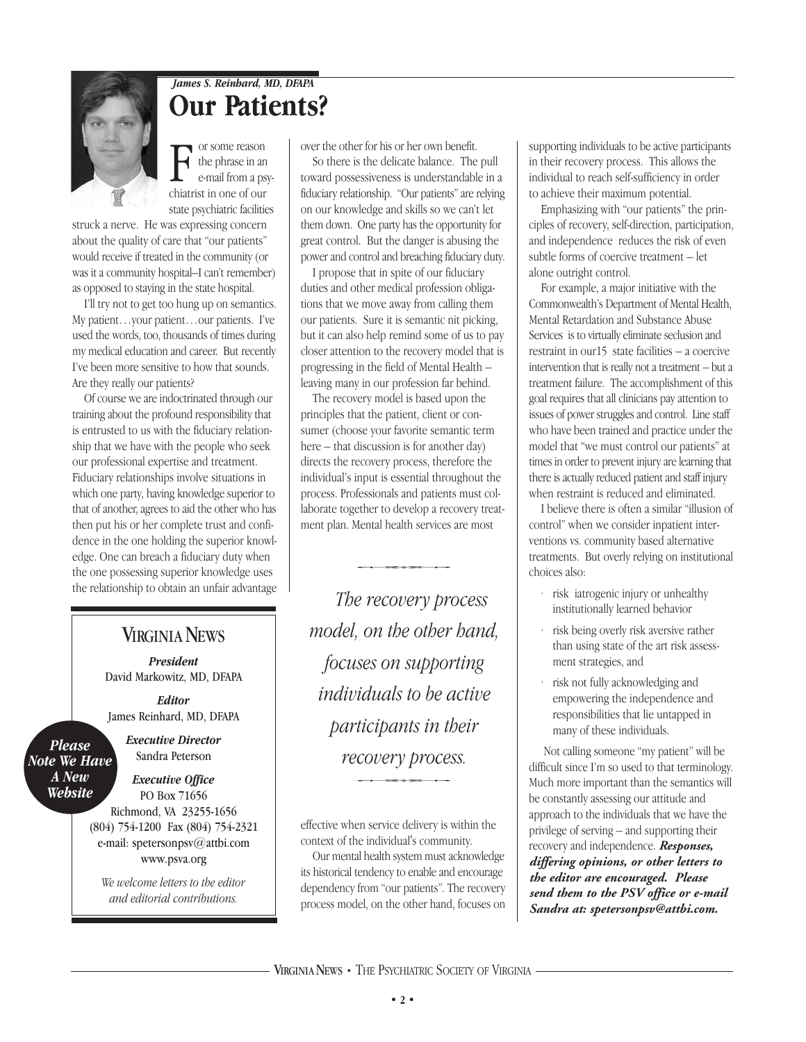*James S. Reinhard, MD, DFAPA*

# Our Patients?

For some reason the phrase in an e-mail from a psychiatrist in one of our state psychiatric facilities struck a nerve. He was expressing concern about the quality of care that "our patients" would receive if treated in the community (or was it a community hospital–I can't remember) as opposed to staying in the state hospital.

I'll try not to get too hung up on semantics. My patient…your patient…our patients. I've used the words, too, thousands of times during my medical education and career. But recently I've been more sensitive to how that sounds. Are they really our patients?

Of course we are indoctrinated through our training about the profound responsibility that is entrusted to us with the fiduciary relationship that we have with the people who seek our professional expertise and treatment. Fiduciary relationships involve situations in which one party, having knowledge superior to that of another, agrees to aid the other who has then put his or her complete trust and confidence in the one holding the superior knowledge. One can breach a fiduciary duty when the one possessing superior knowledge uses the relationship to obtain an unfair advantage over the other for his or her own benefit.

So there is the delicate balance. The pull toward possessiveness is understandable in a fiduciary relationship. "Our patients" are relying on our knowledge and skills so we can't let them down. One party has the opportunity for great control. But the danger is abusing the power and control and breaching fiduciary duty.

I propose that in spite of our fiduciary duties and other medical profession obligations that we move away from calling them our patients. Sure it is semantic nit picking, but it can also help remind some of us to pay closer attention to the recovery model that is progressing in the field of Mental Health – leaving many in our profession far behind.

The recovery model is based upon the principles that the patient, client or consumer (choose your favorite semantic term here – that discussion is for another day) directs the recovery process, therefore the individual's input is essential throughout the process. Professionals and patients must collaborate together to develop a recovery treatment plan. Mental health services are most effective when service delivery is within the context of the individual's community.

*The recovery process model, on the other hand, focuses on supporting individuals to be active participants in their recovery process.*

Our mental health system must acknowledge its historical tendency to enable and encourage dependency from "our patients". The recovery process model, on the other hand, focuses on supporting individuals to be active participants in their recovery process. This allows the individual to reach self-sufficiency in order to achieve their maximum potential.

Emphasizing with "our patients" the principles of recovery, self-direction, participation, and independence reduces the risk of even subtle forms of coercive treatment – let alone outright control.

For example, a major initiative with the Commonwealth's Department of Mental Health, Mental Retardation and Substance Abuse Services is to virtually eliminate seclusion and restraint in our15 state facilities – a coercive intervention that is really not a treatment – but a treatment failure. The accomplishment of this goal requires that all clinicians pay attention to issues of power struggles and control. Line staff who have been trained and practice under the model that "we must control our patients" at times in order to prevent injury are learning that there is actually reduced patient and staff injury when restraint is reduced and eliminated.

I believe there is often a similar "illusion of control" when we consider inpatient interventions vs. community based alternative treatments. But overly relying on institutional choices also:

- risk iatrogenic injury or unhealthy institutionally learned behavior
- risk being overly risk aversive rather than using state of the art risk assessment strategies, and
- risk not fully acknowledging and empowering the independence and responsibilities that lie untapped in many of these individuals.

Not calling someone "my patient" will be difficult since I'm so used to that terminology. Much more important than the semantics will be constantly assessing our attitude and approach to the individuals that we have the privilege of serving – and supporting their recovery and independence. ***Responses, differing opinions, or other letters to the editor are encouraged. Please send them to the PSV office or e-mail Sandra at: spetersonpsv@attbi.com.***

---

## VIRGINIA NEWS

***President***
David Markowitz, MD, DFAPA

***Editor***
James Reinhard, MD, DFAPA

***Executive Director***
Sandra Peterson

***Executive Office***
PO Box 71656
Richmond, VA 23255-1656
(804) 754-1200 Fax (804) 754-2321
e-mail: spetersonpsv@attbi.com
www.psva.org

*We welcome letters to the editor and editorial contributions.*

***Please Note We Have A New Website***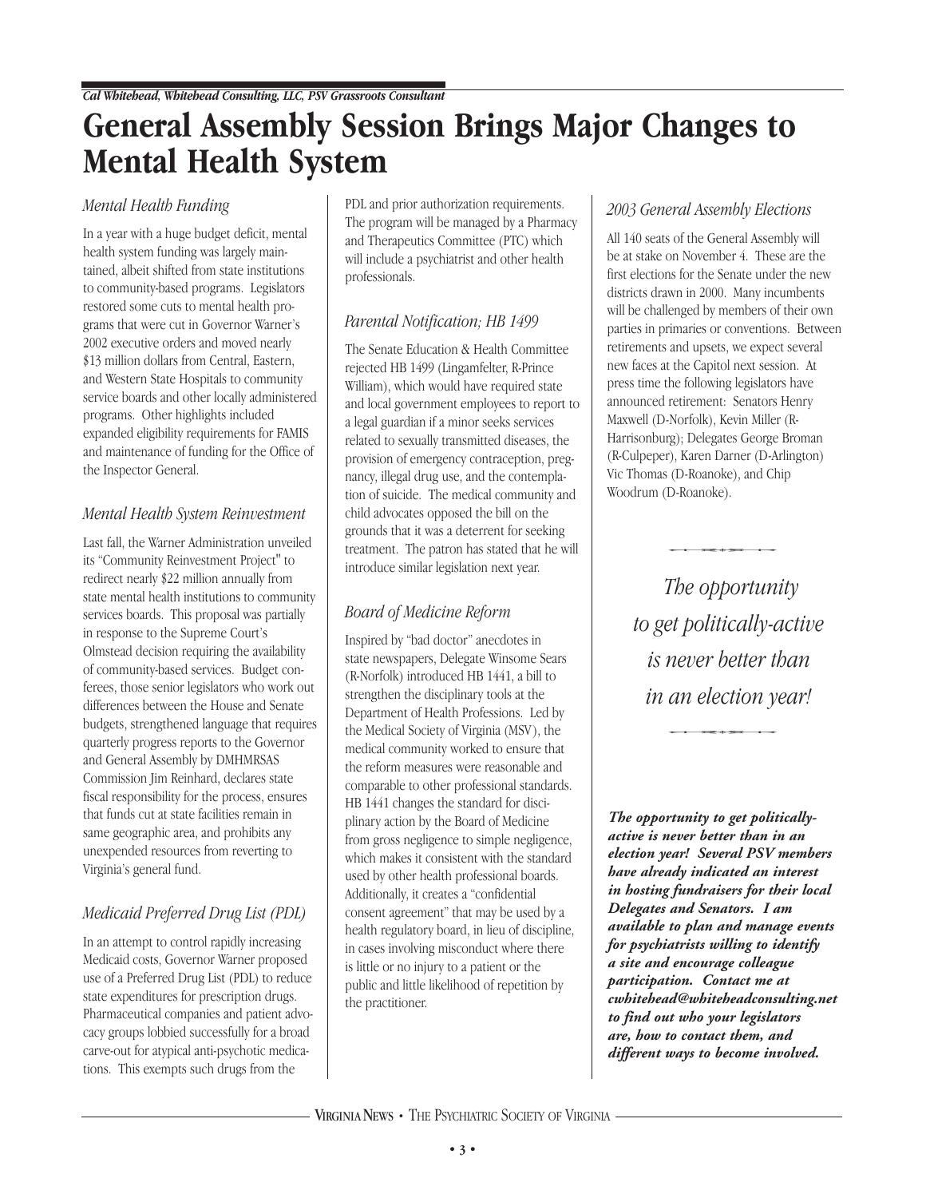*Cal Whitehead, Whitehead Consulting, LLC, PSV Grassroots Consultant*

# General Assembly Session Brings Major Changes to Mental Health System

### *Mental Health Funding*

In a year with a huge budget deficit, mental health system funding was largely maintained, albeit shifted from state institutions to community-based programs. Legislators restored some cuts to mental health programs that were cut in Governor Warner's 2002 executive orders and moved nearly $13 million dollars from Central, Eastern, and Western State Hospitals to community service boards and other locally administered programs. Other highlights included expanded eligibility requirements for FAMIS and maintenance of funding for the Office of the Inspector General.

### *Mental Health System Reinvestment*

Last fall, the Warner Administration unveiled its "Community Reinvestment Project" to redirect nearly $22 million annually from state mental health institutions to community services boards. This proposal was partially in response to the Supreme Court's Olmstead decision requiring the availability of community-based services. Budget conferees, those senior legislators who work out differences between the House and Senate budgets, strengthened language that requires quarterly progress reports to the Governor and General Assembly by DMHMRSAS Commission Jim Reinhard, declares state fiscal responsibility for the process, ensures that funds cut at state facilities remain in same geographic area, and prohibits any unexpended resources from reverting to Virginia's general fund.

### *Medicaid Preferred Drug List (PDL)*

In an attempt to control rapidly increasing Medicaid costs, Governor Warner proposed use of a Preferred Drug List (PDL) to reduce state expenditures for prescription drugs. Pharmaceutical companies and patient advocacy groups lobbied successfully for a broad carve-out for atypical anti-psychotic medications. This exempts such drugs from the PDL and prior authorization requirements. The program will be managed by a Pharmacy and Therapeutics Committee (PTC) which will include a psychiatrist and other health professionals.

### *Parental Notification; HB 1499*

The Senate Education & Health Committee rejected HB 1499 (Lingamfelter, R-Prince William), which would have required state and local government employees to report to a legal guardian if a minor seeks services related to sexually transmitted diseases, the provision of emergency contraception, pregnancy, illegal drug use, and the contemplation of suicide. The medical community and child advocates opposed the bill on the grounds that it was a deterrent for seeking treatment. The patron has stated that he will introduce similar legislation next year.

### *Board of Medicine Reform*

Inspired by "bad doctor" anecdotes in state newspapers, Delegate Winsome Sears (R-Norfolk) introduced HB 1441, a bill to strengthen the disciplinary tools at the Department of Health Professions. Led by the Medical Society of Virginia (MSV), the medical community worked to ensure that the reform measures were reasonable and comparable to other professional standards. HB 1441 changes the standard for disciplinary action by the Board of Medicine from gross negligence to simple negligence, which makes it consistent with the standard used by other health professional boards. Additionally, it creates a "confidential consent agreement" that may be used by a health regulatory board, in lieu of discipline, in cases involving misconduct where there is little or no injury to a patient or the public and little likelihood of repetition by the practitioner.

### *2003 General Assembly Elections*

All 140 seats of the General Assembly will be at stake on November 4. These are the first elections for the Senate under the new districts drawn in 2000. Many incumbents will be challenged by members of their own parties in primaries or conventions. Between retirements and upsets, we expect several new faces at the Capitol next session. At press time the following legislators have announced retirement: Senators Henry Maxwell (D-Norfolk), Kevin Miller (R-Harrisonburg); Delegates George Broman (R-Culpeper), Karen Darner (D-Arlington) Vic Thomas (D-Roanoke), and Chip Woodrum (D-Roanoke).

*The opportunity to get politically-active is never better than in an election year!*

***The opportunity to get politically-active is never better than in an election year! Several PSV members have already indicated an interest in hosting fundraisers for their local Delegates and Senators. I am available to plan and manage events for psychiatrists willing to identify a site and encourage colleague participation. Contact me at cwhitehead@whiteheadconsulting.net to find out who your legislators are, how to contact them, and different ways to become involved.***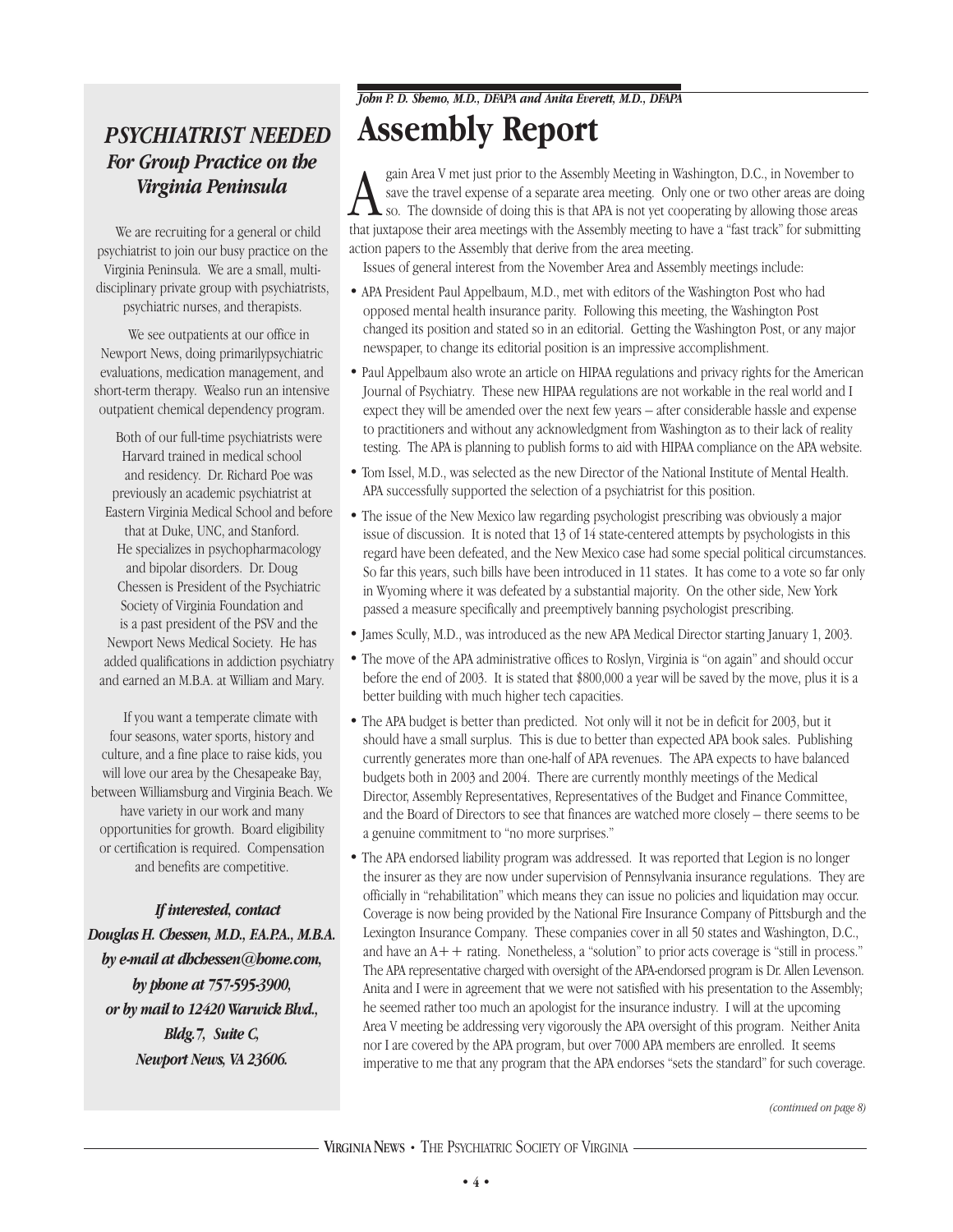## *PSYCHIATRIST NEEDED*

### *For Group Practice on the Virginia Peninsula*

We are recruiting for a general or child psychiatrist to join our busy practice on the Virginia Peninsula. We are a small, multi-disciplinary private group with psychiatrists, psychiatric nurses, and therapists.

We see outpatients at our office in Newport News, doing primarilypsychiatric evaluations, medication management, and short-term therapy. Wealso run an intensive outpatient chemical dependency program.

Both of our full-time psychiatrists were Harvard trained in medical school and residency. Dr. Richard Poe was previously an academic psychiatrist at Eastern Virginia Medical School and before that at Duke, UNC, and Stanford. He specializes in psychopharmacology and bipolar disorders. Dr. Doug Chessen is President of the Psychiatric Society of Virginia Foundation and is a past president of the PSV and the Newport News Medical Society. He has added qualifications in addiction psychiatry and earned an M.B.A. at William and Mary.

If you want a temperate climate with four seasons, water sports, history and culture, and a fine place to raise kids, you will love our area by the Chesapeake Bay, between Williamsburg and Virginia Beach. We have variety in our work and many opportunities for growth. Board eligibility or certification is required. Compensation and benefits are competitive.

***If interested, contact Douglas H. Chessen, M.D., F.A.P.A., M.B.A. by e-mail at dhchessen@home.com, by phone at 757-595-3900, or by mail to 12420 Warwick Blvd., Bldg.7, Suite C, Newport News, VA 23606.***

*John P. D. Shemo, M.D., DFAPA and Anita Everett, M.D., DFAPA*

# Assembly Report

Again Area V met just prior to the Assembly Meeting in Washington, D.C., in November to save the travel expense of a separate area meeting. Only one or two other areas are doing so. The downside of doing this is that APA is not yet cooperating by allowing those areas that juxtapose their area meetings with the Assembly meeting to have a "fast track" for submitting action papers to the Assembly that derive from the area meeting.

Issues of general interest from the November Area and Assembly meetings include:

- APA President Paul Appelbaum, M.D., met with editors of the Washington Post who had opposed mental health insurance parity. Following this meeting, the Washington Post changed its position and stated so in an editorial. Getting the Washington Post, or any major newspaper, to change its editorial position is an impressive accomplishment.
- Paul Appelbaum also wrote an article on HIPAA regulations and privacy rights for the American Journal of Psychiatry. These new HIPAA regulations are not workable in the real world and I expect they will be amended over the next few years – after considerable hassle and expense to practitioners and without any acknowledgment from Washington as to their lack of reality testing. The APA is planning to publish forms to aid with HIPAA compliance on the APA website.
- Tom Issel, M.D., was selected as the new Director of the National Institute of Mental Health. APA successfully supported the selection of a psychiatrist for this position.
- The issue of the New Mexico law regarding psychologist prescribing was obviously a major issue of discussion. It is noted that 13 of 14 state-centered attempts by psychologists in this regard have been defeated, and the New Mexico case had some special political circumstances. So far this years, such bills have been introduced in 11 states. It has come to a vote so far only in Wyoming where it was defeated by a substantial majority. On the other side, New York passed a measure specifically and preemptively banning psychologist prescribing.
- James Scully, M.D., was introduced as the new APA Medical Director starting January 1, 2003.
- The move of the APA administrative offices to Roslyn, Virginia is "on again" and should occur before the end of 2003. It is stated that $800,000 a year will be saved by the move, plus it is a better building with much higher tech capacities.
- The APA budget is better than predicted. Not only will it not be in deficit for 2003, but it should have a small surplus. This is due to better than expected APA book sales. Publishing currently generates more than one-half of APA revenues. The APA expects to have balanced budgets both in 2003 and 2004. There are currently monthly meetings of the Medical Director, Assembly Representatives, Representatives of the Budget and Finance Committee, and the Board of Directors to see that finances are watched more closely – there seems to be a genuine commitment to "no more surprises."
- The APA endorsed liability program was addressed. It was reported that Legion is no longer the insurer as they are now under supervision of Pennsylvania insurance regulations. They are officially in "rehabilitation" which means they can issue no policies and liquidation may occur. Coverage is now being provided by the National Fire Insurance Company of Pittsburgh and the Lexington Insurance Company. These companies cover in all 50 states and Washington, D.C., and have an A++ rating. Nonetheless, a "solution" to prior acts coverage is "still in process." The APA representative charged with oversight of the APA-endorsed program is Dr. Allen Levenson. Anita and I were in agreement that we were not satisfied with his presentation to the Assembly; he seemed rather too much an apologist for the insurance industry. I will at the upcoming Area V meeting be addressing very vigorously the APA oversight of this program. Neither Anita nor I are covered by the APA program, but over 7000 APA members are enrolled. It seems imperative to me that any program that the APA endorses "sets the standard" for such coverage.

*(continued on page 8)*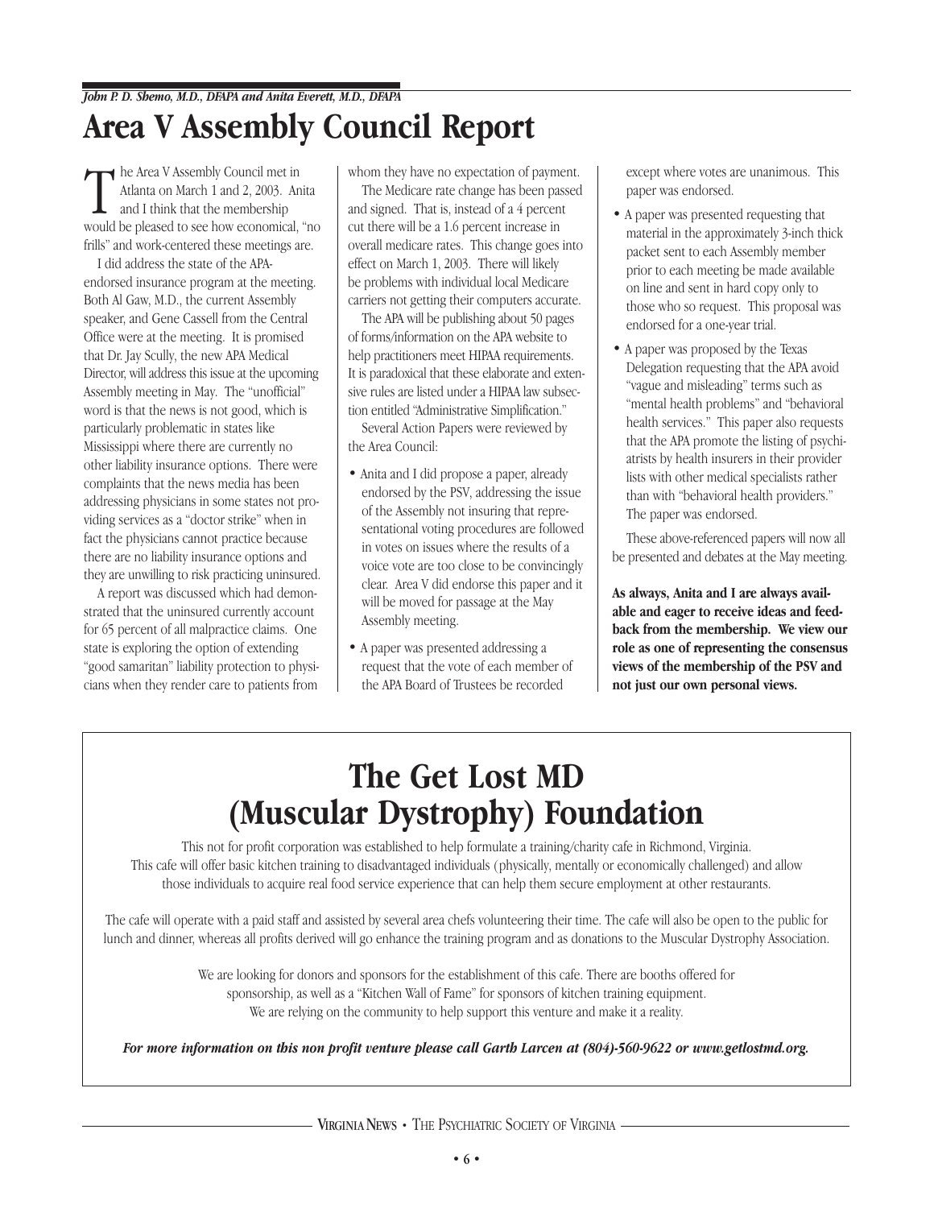*John P. D. Shemo, M.D., DFAPA and Anita Everett, M.D., DFAPA*

# Area V Assembly Council Report

The Area V Assembly Council met in Atlanta on March 1 and 2, 2003. Anita and I think that the membership would be pleased to see how economical, "no frills" and work-centered these meetings are.

I did address the state of the APA-endorsed insurance program at the meeting. Both Al Gaw, M.D., the current Assembly speaker, and Gene Cassell from the Central Office were at the meeting. It is promised that Dr. Jay Scully, the new APA Medical Director, will address this issue at the upcoming Assembly meeting in May. The "unofficial" word is that the news is not good, which is particularly problematic in states like Mississippi where there are currently no other liability insurance options. There were complaints that the news media has been addressing physicians in some states not providing services as a "doctor strike" when in fact the physicians cannot practice because there are no liability insurance options and they are unwilling to risk practicing uninsured.

A report was discussed which had demonstrated that the uninsured currently account for 65 percent of all malpractice claims. One state is exploring the option of extending "good samaritan" liability protection to physicians when they render care to patients from whom they have no expectation of payment.

The Medicare rate change has been passed and signed. That is, instead of a 4 percent cut there will be a 1.6 percent increase in overall medicare rates. This change goes into effect on March 1, 2003. There will likely be problems with individual local Medicare carriers not getting their computers accurate.

The APA will be publishing about 50 pages of forms/information on the APA website to help practitioners meet HIPAA requirements. It is paradoxical that these elaborate and extensive rules are listed under a HIPAA law subsection entitled "Administrative Simplification."

Several Action Papers were reviewed by the Area Council:

- Anita and I did propose a paper, already endorsed by the PSV, addressing the issue of the Assembly not insuring that representational voting procedures are followed in votes on issues where the results of a voice vote are too close to be convincingly clear. Area V did endorse this paper and it will be moved for passage at the May Assembly meeting.
- A paper was presented addressing a request that the vote of each member of the APA Board of Trustees be recorded except where votes are unanimous. This paper was endorsed.
- A paper was presented requesting that material in the approximately 3-inch thick packet sent to each Assembly member prior to each meeting be made available on line and sent in hard copy only to those who so request. This proposal was endorsed for a one-year trial.
- A paper was proposed by the Texas Delegation requesting that the APA avoid "vague and misleading" terms such as "mental health problems" and "behavioral health services." This paper also requests that the APA promote the listing of psychiatrists by health insurers in their provider lists with other medical specialists rather than with "behavioral health providers." The paper was endorsed.

These above-referenced papers will now all be presented and debates at the May meeting.

**As always, Anita and I are always available and eager to receive ideas and feedback from the membership. We view our role as one of representing the consensus views of the membership of the PSV and not just our own personal views.**

# The Get Lost MD (Muscular Dystrophy) Foundation

This not for profit corporation was established to help formulate a training/charity cafe in Richmond, Virginia. This cafe will offer basic kitchen training to disadvantaged individuals (physically, mentally or economically challenged) and allow those individuals to acquire real food service experience that can help them secure employment at other restaurants.

The cafe will operate with a paid staff and assisted by several area chefs volunteering their time. The cafe will also be open to the public for lunch and dinner, whereas all profits derived will go enhance the training program and as donations to the Muscular Dystrophy Association.

We are looking for donors and sponsors for the establishment of this cafe. There are booths offered for sponsorship, as well as a "Kitchen Wall of Fame" for sponsors of kitchen training equipment. We are relying on the community to help support this venture and make it a reality.

***For more information on this non profit venture please call Garth Larcen at (804)-560-9622 or www.getlostmd.org.***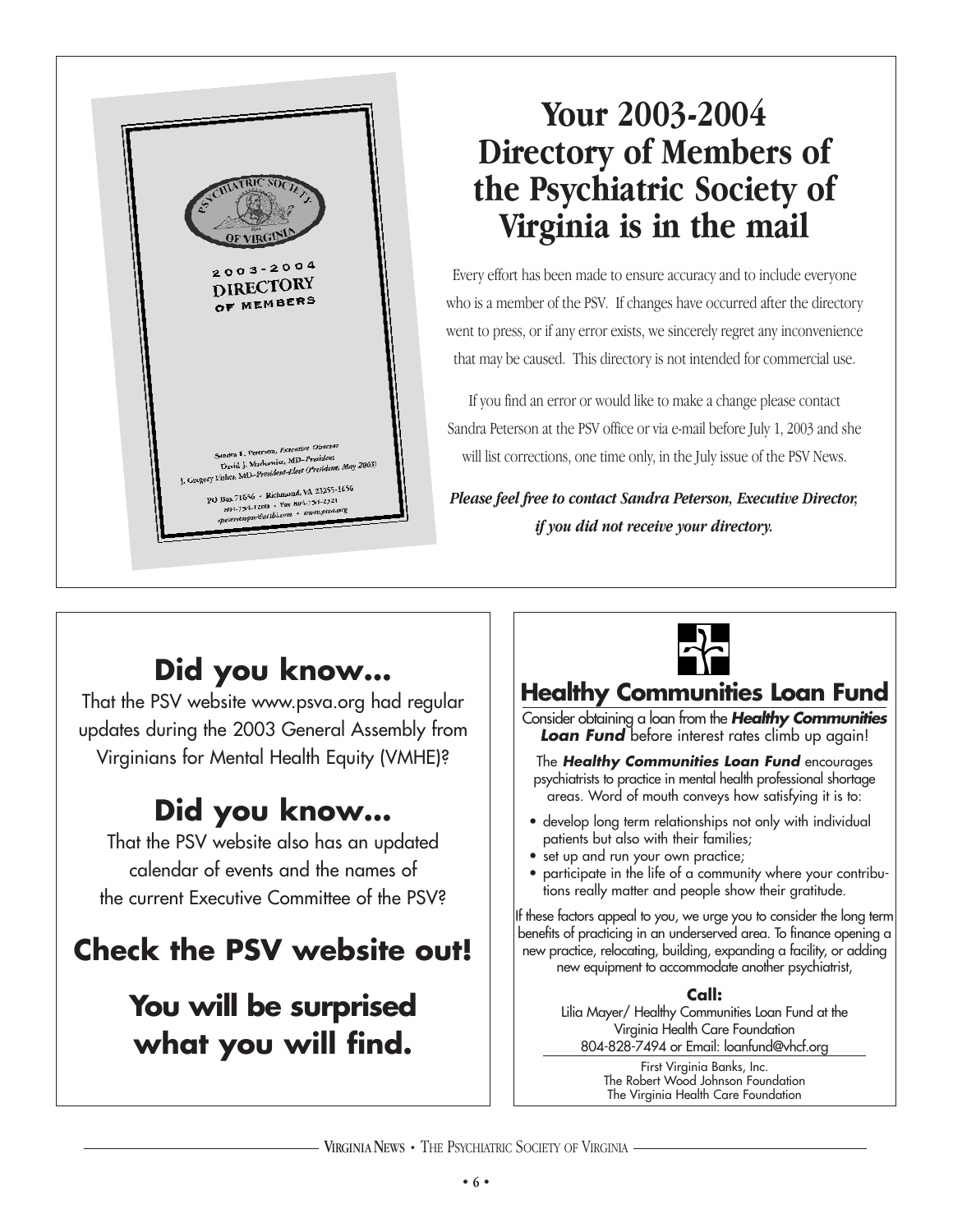2003-2004
DIRECTORY
OF MEMBERS

Sandra L. Peterson, Executive Director
David J. Markowitz, MD–President
J. Gregory Fisher, MD–President-Elect (President, May 2003)

PO Box 71656 • Richmond, VA 23255-1656
804-754-1200 • Fax 804-754-2321
vpetersonpsv@attbi.com • www.psva.org

# Your 2003-2004 Directory of Members of the Psychiatric Society of Virginia is in the mail

Every effort has been made to ensure accuracy and to include everyone who is a member of the PSV. If changes have occurred after the directory went to press, or if any error exists, we sincerely regret any inconvenience that may be caused. This directory is not intended for commercial use.

If you find an error or would like to make a change please contact Sandra Peterson at the PSV office or via e-mail before July 1, 2003 and she will list corrections, one time only, in the July issue of the PSV News.

***Please feel free to contact Sandra Peterson, Executive Director, if you did not receive your directory.***

## Did you know...

That the PSV website www.psva.org had regular updates during the 2003 General Assembly from Virginians for Mental Health Equity (VMHE)?

## Did you know...

That the PSV website also has an updated calendar of events and the names of the current Executive Committee of the PSV?

## Check the PSV website out!

## You will be surprised what you will find.

## Healthy Communities Loan Fund

Consider obtaining a loan from the ***Healthy Communities Loan Fund*** before interest rates climb up again!

The ***Healthy Communities Loan Fund*** encourages psychiatrists to practice in mental health professional shortage areas. Word of mouth conveys how satisfying it is to:

- develop long term relationships not only with individual patients but also with their families;
- set up and run your own practice;
- participate in the life of a community where your contributions really matter and people show their gratitude.

If these factors appeal to you, we urge you to consider the long term benefits of practicing in an underserved area. To finance opening a new practice, relocating, building, expanding a facility, or adding new equipment to accommodate another psychiatrist,

**Call:**
Lilia Mayer/ Healthy Communities Loan Fund at the Virginia Health Care Foundation
804-828-7494 or Email: loanfund@vhcf.org

First Virginia Banks, Inc.
The Robert Wood Johnson Foundation
The Virginia Health Care Foundation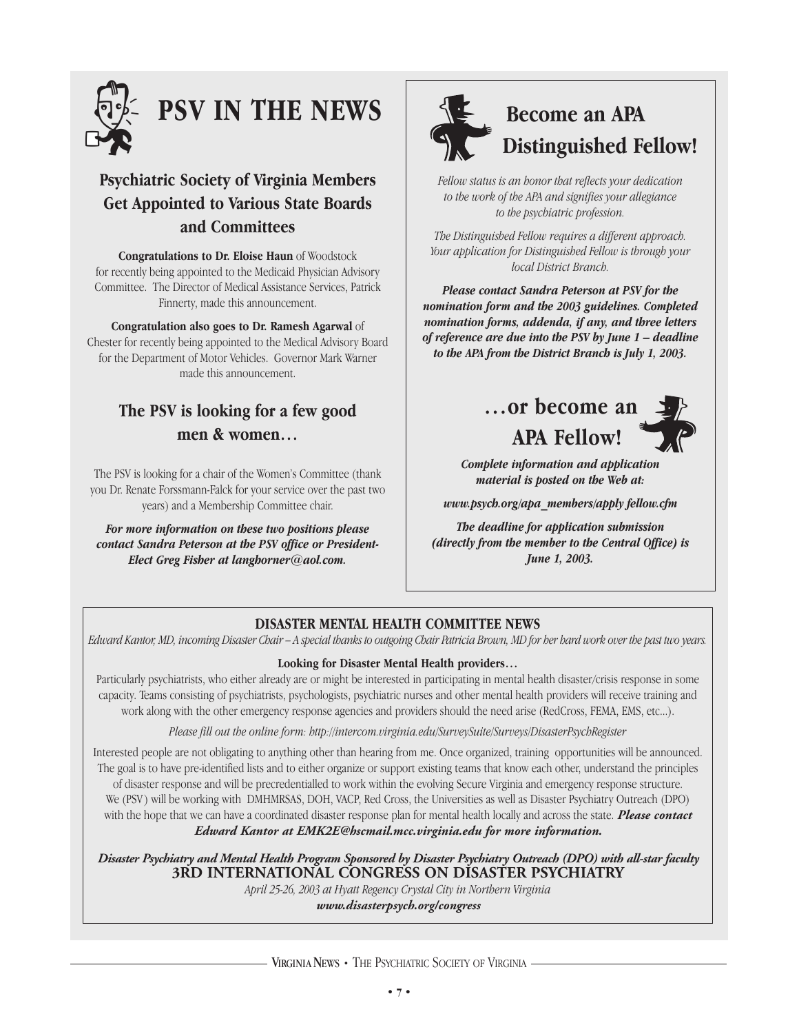# PSV IN THE NEWS

## Psychiatric Society of Virginia Members Get Appointed to Various State Boards and Committees

**Congratulations to Dr. Eloise Haun** of Woodstock for recently being appointed to the Medicaid Physician Advisory Committee. The Director of Medical Assistance Services, Patrick Finnerty, made this announcement.

**Congratulation also goes to Dr. Ramesh Agarwal** of Chester for recently being appointed to the Medical Advisory Board for the Department of Motor Vehicles. Governor Mark Warner made this announcement.

## The PSV is looking for a few good men & women…

The PSV is looking for a chair of the Women's Committee (thank you Dr. Renate Forssmann-Falck for your service over the past two years) and a Membership Committee chair.

***For more information on these two positions please contact Sandra Peterson at the PSV office or President-Elect Greg Fisher at langhorner@aol.com.***

## Become an APA Distinguished Fellow!

*Fellow status is an honor that reflects your dedication to the work of the APA and signifies your allegiance to the psychiatric profession.*

*The Distinguished Fellow requires a different approach. Your application for Distinguished Fellow is through your local District Branch.*

***Please contact Sandra Peterson at PSV for the nomination form and the 2003 guidelines. Completed nomination forms, addenda, if any, and three letters of reference are due into the PSV by June 1 – deadline to the APA from the District Branch is July 1, 2003.***

## …or become an APA Fellow!

***Complete information and application material is posted on the Web at:***

***www.psych.org/apa_members/apply fellow.cfm***

***The deadline for application submission (directly from the member to the Central Office) is June 1, 2003.***

## DISASTER MENTAL HEALTH COMMITTEE NEWS

*Edward Kantor, MD, incoming Disaster Chair – A special thanks to outgoing Chair Patricia Brown, MD for her hard work over the past two years.*

**Looking for Disaster Mental Health providers…**

Particularly psychiatrists, who either already are or might be interested in participating in mental health disaster/crisis response in some capacity. Teams consisting of psychiatrists, psychologists, psychiatric nurses and other mental health providers will receive training and work along with the other emergency response agencies and providers should the need arise (RedCross, FEMA, EMS, etc...).

*Please fill out the online form: http://intercom.virginia.edu/SurveySuite/Surveys/DisasterPsychRegister*

Interested people are not obligating to anything other than hearing from me. Once organized, training opportunities will be announced. The goal is to have pre-identified lists and to either organize or support existing teams that know each other, understand the principles of disaster response and will be precredentialled to work within the evolving Secure Virginia and emergency response structure. We (PSV) will be working with DMHMRSAS, DOH, VACP, Red Cross, the Universities as well as Disaster Psychiatry Outreach (DPO) with the hope that we can have a coordinated disaster response plan for mental health locally and across the state. ***Please contact Edward Kantor at EMK2E@hscmail.mcc.virginia.edu for more information.***

***Disaster Psychiatry and Mental Health Program Sponsored by Disaster Psychiatry Outreach (DPO) with all-star faculty***

**3RD INTERNATIONAL CONGRESS ON DISASTER PSYCHIATRY**

*April 25-26, 2003 at Hyatt Regency Crystal City in Northern Virginia*

***www.disasterpsych.org/congress***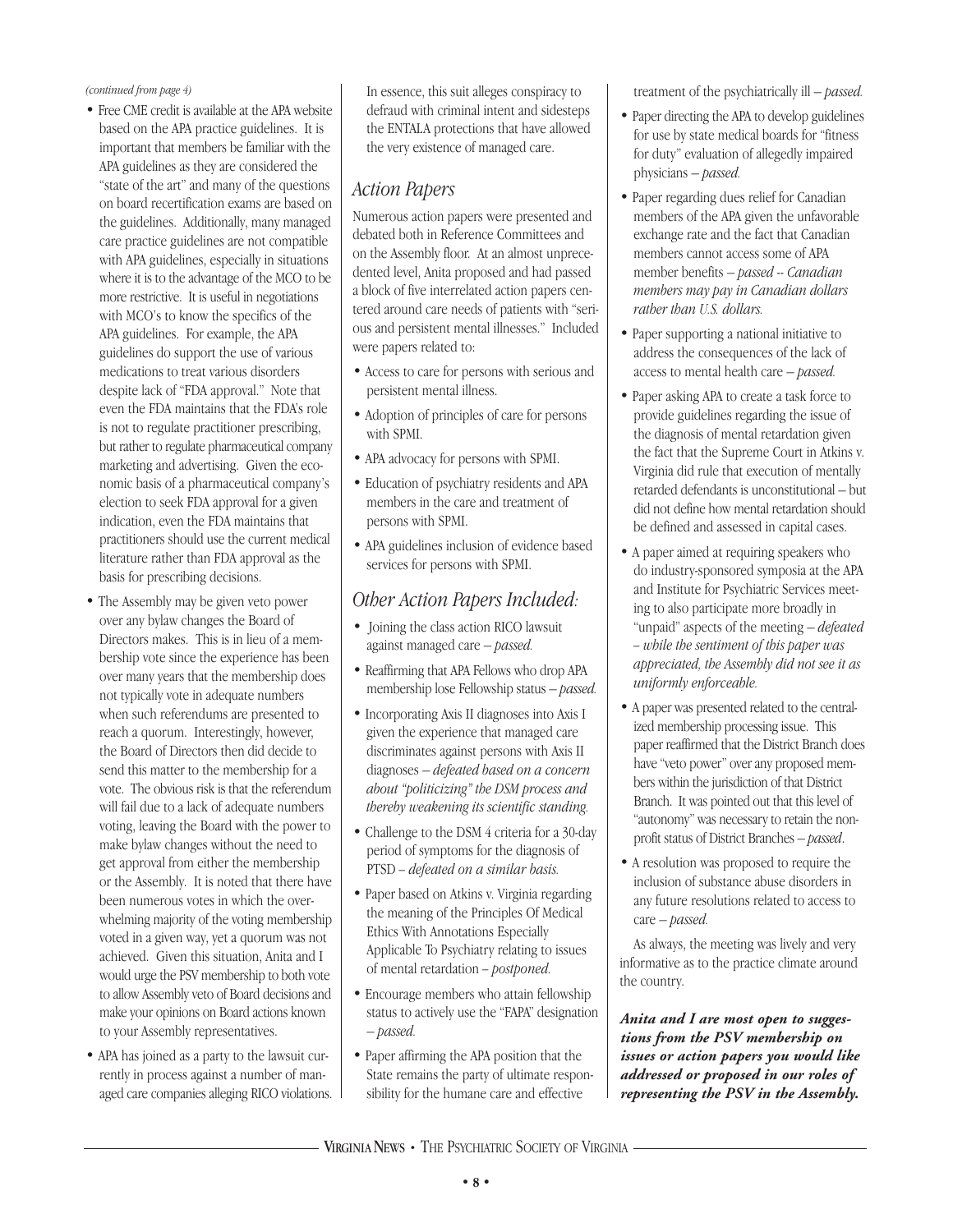*(continued from page 4)*

- Free CME credit is available at the APA website based on the APA practice guidelines. It is important that members be familiar with the APA guidelines as they are considered the "state of the art" and many of the questions on board recertification exams are based on the guidelines. Additionally, many managed care practice guidelines are not compatible with APA guidelines, especially in situations where it is to the advantage of the MCO to be more restrictive. It is useful in negotiations with MCO's to know the specifics of the APA guidelines. For example, the APA guidelines do support the use of various medications to treat various disorders despite lack of "FDA approval." Note that even the FDA maintains that the FDA's role is not to regulate practitioner prescribing, but rather to regulate pharmaceutical company marketing and advertising. Given the economic basis of a pharmaceutical company's election to seek FDA approval for a given indication, even the FDA maintains that practitioners should use the current medical literature rather than FDA approval as the basis for prescribing decisions.
- The Assembly may be given veto power over any bylaw changes the Board of Directors makes. This is in lieu of a membership vote since the experience has been over many years that the membership does not typically vote in adequate numbers when such referendums are presented to reach a quorum. Interestingly, however, the Board of Directors then did decide to send this matter to the membership for a vote. The obvious risk is that the referendum will fail due to a lack of adequate numbers voting, leaving the Board with the power to make bylaw changes without the need to get approval from either the membership or the Assembly. It is noted that there have been numerous votes in which the overwhelming majority of the voting membership voted in a given way, yet a quorum was not achieved. Given this situation, Anita and I would urge the PSV membership to both vote to allow Assembly veto of Board decisions and make your opinions on Board actions known to your Assembly representatives.
- APA has joined as a party to the lawsuit currently in process against a number of managed care companies alleging RICO violations. In essence, this suit alleges conspiracy to defraud with criminal intent and sidesteps the ENTALA protections that have allowed the very existence of managed care.

## *Action Papers*

Numerous action papers were presented and debated both in Reference Committees and on the Assembly floor. At an almost unprecedented level, Anita proposed and had passed a block of five interrelated action papers centered around care needs of patients with "serious and persistent mental illnesses." Included were papers related to:

- Access to care for persons with serious and persistent mental illness.
- Adoption of principles of care for persons with SPMI.
- APA advocacy for persons with SPMI.
- Education of psychiatry residents and APA members in the care and treatment of persons with SPMI.
- APA guidelines inclusion of evidence based services for persons with SPMI.

## *Other Action Papers Included:*

- Joining the class action RICO lawsuit against managed care – *passed.*
- Reaffirming that APA Fellows who drop APA membership lose Fellowship status – *passed.*
- Incorporating Axis II diagnoses into Axis I given the experience that managed care discriminates against persons with Axis II diagnoses – *defeated based on a concern about "politicizing" the DSM process and thereby weakening its scientific standing.*
- Challenge to the DSM 4 criteria for a 30-day period of symptoms for the diagnosis of PTSD – *defeated on a similar basis.*
- Paper based on Atkins v. Virginia regarding the meaning of the Principles Of Medical Ethics With Annotations Especially Applicable To Psychiatry relating to issues of mental retardation – *postponed.*
- Encourage members who attain fellowship status to actively use the "FAPA" designation – *passed.*
- Paper affirming the APA position that the State remains the party of ultimate responsibility for the humane care and effective treatment of the psychiatrically ill – *passed.*
- Paper directing the APA to develop guidelines for use by state medical boards for "fitness for duty" evaluation of allegedly impaired physicians – *passed.*
- Paper regarding dues relief for Canadian members of the APA given the unfavorable exchange rate and the fact that Canadian members cannot access some of APA member benefits – *passed -- Canadian members may pay in Canadian dollars rather than U.S. dollars.*
- Paper supporting a national initiative to address the consequences of the lack of access to mental health care – *passed.*
- Paper asking APA to create a task force to provide guidelines regarding the issue of the diagnosis of mental retardation given the fact that the Supreme Court in Atkins v. Virginia did rule that execution of mentally retarded defendants is unconstitutional – but did not define how mental retardation should be defined and assessed in capital cases.
- A paper aimed at requiring speakers who do industry-sponsored symposia at the APA and Institute for Psychiatric Services meeting to also participate more broadly in "unpaid" aspects of the meeting – *defeated – while the sentiment of this paper was appreciated, the Assembly did not see it as uniformly enforceable.*
- A paper was presented related to the centralized membership processing issue. This paper reaffirmed that the District Branch does have "veto power" over any proposed members within the jurisdiction of that District Branch. It was pointed out that this level of "autonomy" was necessary to retain the nonprofit status of District Branches – *passed*.
- A resolution was proposed to require the inclusion of substance abuse disorders in any future resolutions related to access to care – *passed.*

As always, the meeting was lively and very informative as to the practice climate around the country.

***Anita and I are most open to suggestions from the PSV membership on issues or action papers you would like addressed or proposed in our roles of representing the PSV in the Assembly.***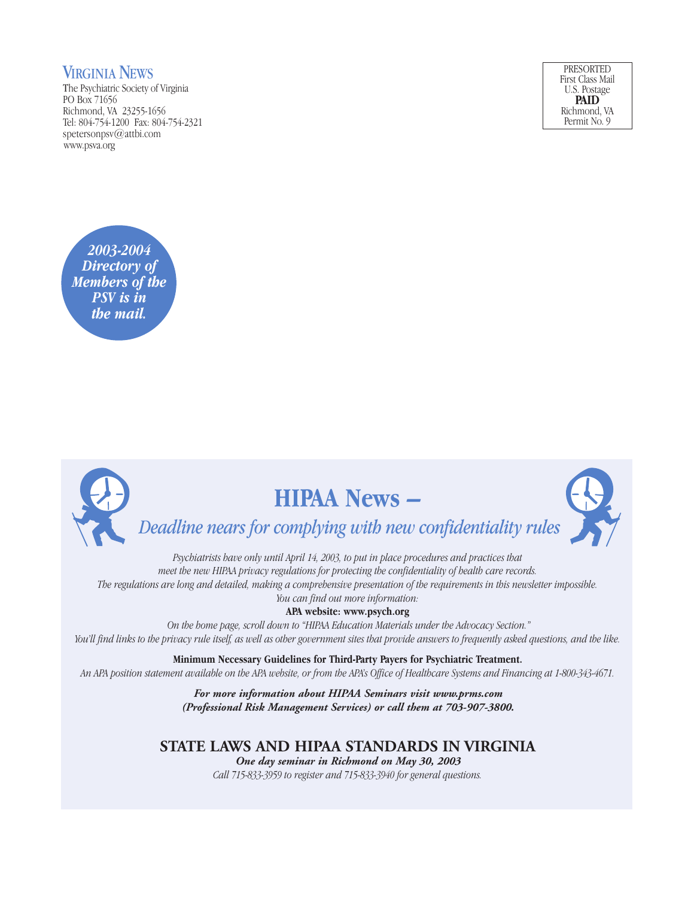## VIRGINIA NEWS

The Psychiatric Society of Virginia
PO Box 71656
Richmond, VA 23255-1656
Tel: 804-754-1200 Fax: 804-754-2321
spetersonpsv@attbi.com
www.psva.org

PRESORTED
First Class Mail
U.S. Postage
**PAID**
Richmond, VA
Permit No. 9

***2003-2004 Directory of Members of the PSV is in the mail.***

# HIPAA News –

## *Deadline nears for complying with new confidentiality rules*

*Psychiatrists have only until April 14, 2003, to put in place procedures and practices that meet the new HIPAA privacy regulations for protecting the confidentiality of health care records. The regulations are long and detailed, making a comprehensive presentation of the requirements in this newsletter impossible. You can find out more information:*

**APA website: www.psych.org**

*On the home page, scroll down to "HIPAA Education Materials under the Advocacy Section." You'll find links to the privacy rule itself, as well as other government sites that provide answers to frequently asked questions, and the like.*

**Minimum Necessary Guidelines for Third-Party Payers for Psychiatric Treatment.**

*An APA position statement available on the APA website, or from the APA's Office of Healthcare Systems and Financing at 1-800-343-4671.*

***For more information about HIPAA Seminars visit www.prms.com (Professional Risk Management Services) or call them at 703-907-3800.***

## STATE LAWS AND HIPAA STANDARDS IN VIRGINIA

***One day seminar in Richmond on May 30, 2003***

*Call 715-833-3959 to register and 715-833-3940 for general questions.*